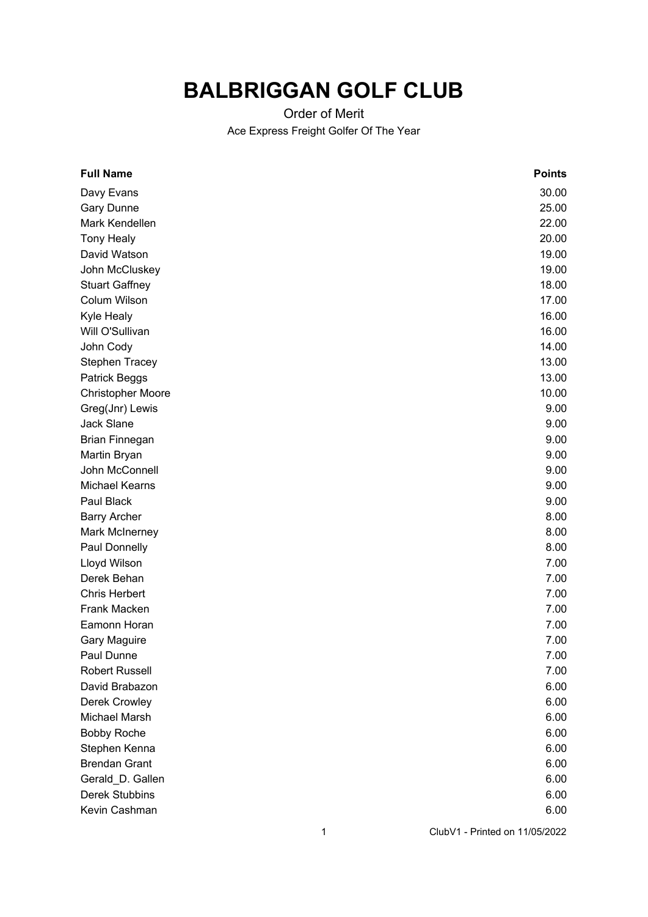# BALBRIGGAN GOLF CLUB

Order of Merit

Ace Express Freight Golfer Of The Year

| Full Name | Points |
| --- | --- |
| Davy Evans | 30.00 |
| Gary Dunne | 25.00 |
| Mark Kendellen | 22.00 |
| Tony Healy | 20.00 |
| David Watson | 19.00 |
| John McCluskey | 19.00 |
| Stuart Gaffney | 18.00 |
| Colum Wilson | 17.00 |
| Kyle Healy | 16.00 |
| Will O'Sullivan | 16.00 |
| John Cody | 14.00 |
| Stephen Tracey | 13.00 |
| Patrick Beggs | 13.00 |
| Christopher Moore | 10.00 |
| Greg(Jnr) Lewis | 9.00 |
| Jack Slane | 9.00 |
| Brian Finnegan | 9.00 |
| Martin Bryan | 9.00 |
| John McConnell | 9.00 |
| Michael Kearns | 9.00 |
| Paul Black | 9.00 |
| Barry Archer | 8.00 |
| Mark McInerney | 8.00 |
| Paul Donnelly | 8.00 |
| Lloyd Wilson | 7.00 |
| Derek Behan | 7.00 |
| Chris Herbert | 7.00 |
| Frank Macken | 7.00 |
| Eamonn Horan | 7.00 |
| Gary Maguire | 7.00 |
| Paul Dunne | 7.00 |
| Robert Russell | 7.00 |
| David Brabazon | 6.00 |
| Derek Crowley | 6.00 |
| Michael Marsh | 6.00 |
| Bobby Roche | 6.00 |
| Stephen Kenna | 6.00 |
| Brendan Grant | 6.00 |
| Gerald_D. Gallen | 6.00 |
| Derek Stubbins | 6.00 |
| Kevin Cashman | 6.00 |

ClubV1 - Printed on 11/05/2022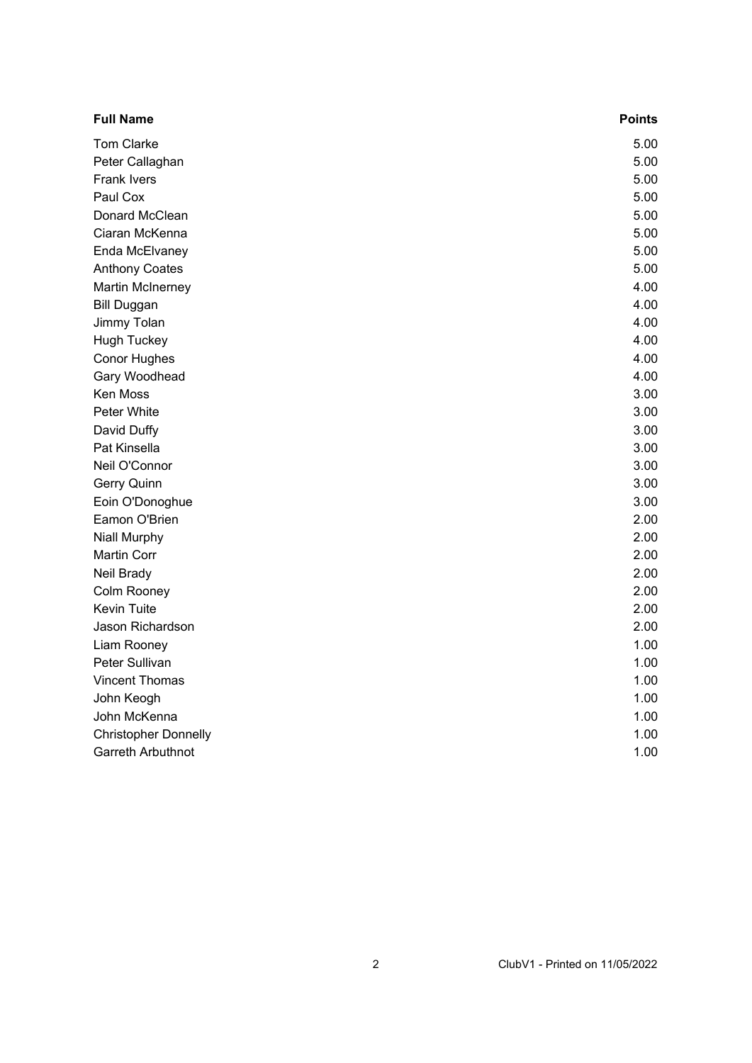| Full Name | Points |
|---|---|
| Tom Clarke | 5.00 |
| Peter Callaghan | 5.00 |
| Frank Ivers | 5.00 |
| Paul Cox | 5.00 |
| Donard McClean | 5.00 |
| Ciaran McKenna | 5.00 |
| Enda McElvaney | 5.00 |
| Anthony Coates | 5.00 |
| Martin McInerney | 4.00 |
| Bill Duggan | 4.00 |
| Jimmy Tolan | 4.00 |
| Hugh Tuckey | 4.00 |
| Conor Hughes | 4.00 |
| Gary Woodhead | 4.00 |
| Ken Moss | 3.00 |
| Peter White | 3.00 |
| David Duffy | 3.00 |
| Pat Kinsella | 3.00 |
| Neil O'Connor | 3.00 |
| Gerry Quinn | 3.00 |
| Eoin O'Donoghue | 3.00 |
| Eamon O'Brien | 2.00 |
| Niall Murphy | 2.00 |
| Martin Corr | 2.00 |
| Neil Brady | 2.00 |
| Colm Rooney | 2.00 |
| Kevin Tuite | 2.00 |
| Jason Richardson | 2.00 |
| Liam Rooney | 1.00 |
| Peter Sullivan | 1.00 |
| Vincent Thomas | 1.00 |
| John Keogh | 1.00 |
| John McKenna | 1.00 |
| Christopher Donnelly | 1.00 |
| Garreth Arbuthnot | 1.00 |